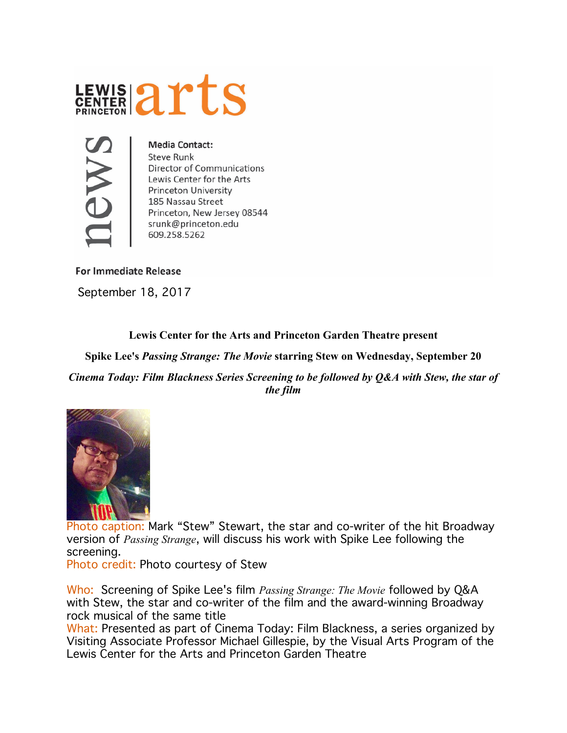LEWIS CENTER PRINCETON | arts

news

**Media Contact:**
Steve Runk
Director of Communications
Lewis Center for the Arts
Princeton University
185 Nassau Street
Princeton, New Jersey 08544
srunk@princeton.edu
609.258.5262

**For Immediate Release**

September 18, 2017

**Lewis Center for the Arts and Princeton Garden Theatre present**

**Spike Lee's *Passing Strange: The Movie* starring Stew on Wednesday, September 20**

***Cinema Today: Film Blackness Series Screening to be followed by Q&A with Stew, the star of the film***

Photo caption: Mark "Stew" Stewart, the star and co-writer of the hit Broadway version of *Passing Strange*, will discuss his work with Spike Lee following the screening.
Photo credit: Photo courtesy of Stew

Who: Screening of Spike Lee's film *Passing Strange: The Movie* followed by Q&A with Stew, the star and co-writer of the film and the award-winning Broadway rock musical of the same title
What: Presented as part of Cinema Today: Film Blackness, a series organized by Visiting Associate Professor Michael Gillespie, by the Visual Arts Program of the Lewis Center for the Arts and Princeton Garden Theatre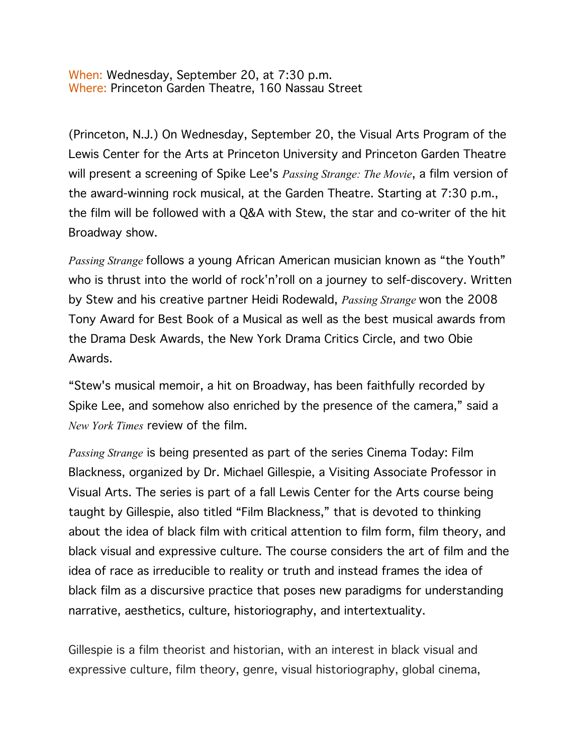When: Wednesday, September 20, at 7:30 p.m.
Where: Princeton Garden Theatre, 160 Nassau Street

(Princeton, N.J.) On Wednesday, September 20, the Visual Arts Program of the Lewis Center for the Arts at Princeton University and Princeton Garden Theatre will present a screening of Spike Lee's *Passing Strange: The Movie*, a film version of the award-winning rock musical, at the Garden Theatre. Starting at 7:30 p.m., the film will be followed with a Q&A with Stew, the star and co-writer of the hit Broadway show.

*Passing Strange* follows a young African American musician known as "the Youth" who is thrust into the world of rock'n'roll on a journey to self-discovery. Written by Stew and his creative partner Heidi Rodewald, *Passing Strange* won the 2008 Tony Award for Best Book of a Musical as well as the best musical awards from the Drama Desk Awards, the New York Drama Critics Circle, and two Obie Awards.

"Stew's musical memoir, a hit on Broadway, has been faithfully recorded by Spike Lee, and somehow also enriched by the presence of the camera," said a *New York Times* review of the film.

*Passing Strange* is being presented as part of the series Cinema Today: Film Blackness, organized by Dr. Michael Gillespie, a Visiting Associate Professor in Visual Arts. The series is part of a fall Lewis Center for the Arts course being taught by Gillespie, also titled "Film Blackness," that is devoted to thinking about the idea of black film with critical attention to film form, film theory, and black visual and expressive culture. The course considers the art of film and the idea of race as irreducible to reality or truth and instead frames the idea of black film as a discursive practice that poses new paradigms for understanding narrative, aesthetics, culture, historiography, and intertextuality.

Gillespie is a film theorist and historian, with an interest in black visual and expressive culture, film theory, genre, visual historiography, global cinema,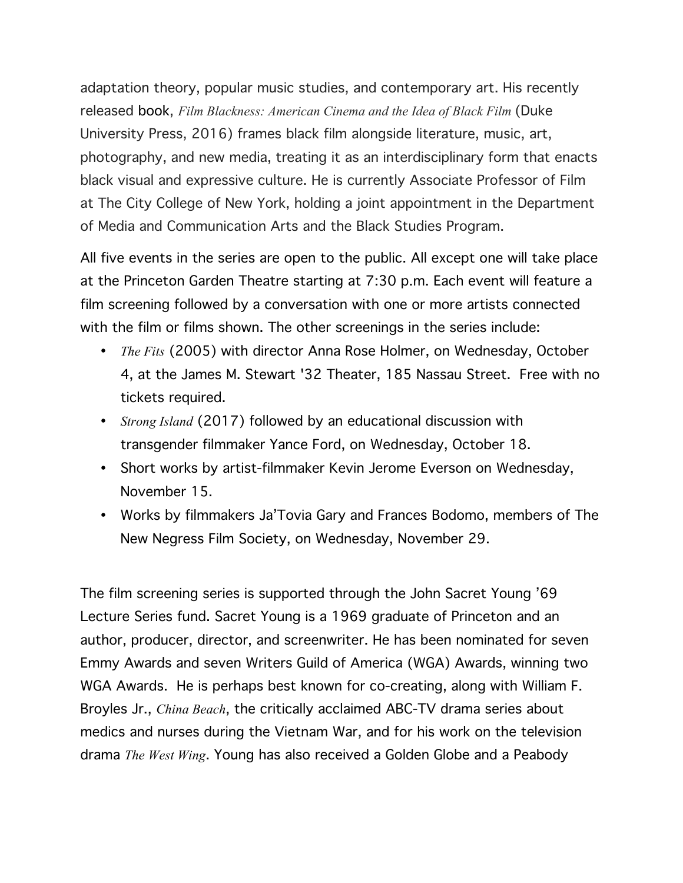adaptation theory, popular music studies, and contemporary art. His recently released book, *Film Blackness: American Cinema and the Idea of Black Film* (Duke University Press, 2016) frames black film alongside literature, music, art, photography, and new media, treating it as an interdisciplinary form that enacts black visual and expressive culture. He is currently Associate Professor of Film at The City College of New York, holding a joint appointment in the Department of Media and Communication Arts and the Black Studies Program.

All five events in the series are open to the public. All except one will take place at the Princeton Garden Theatre starting at 7:30 p.m. Each event will feature a film screening followed by a conversation with one or more artists connected with the film or films shown. The other screenings in the series include:

- *The Fits* (2005) with director Anna Rose Holmer, on Wednesday, October 4, at the James M. Stewart '32 Theater, 185 Nassau Street. Free with no tickets required.
- *Strong Island* (2017) followed by an educational discussion with transgender filmmaker Yance Ford, on Wednesday, October 18.
- Short works by artist-filmmaker Kevin Jerome Everson on Wednesday, November 15.
- Works by filmmakers Ja'Tovia Gary and Frances Bodomo, members of The New Negress Film Society, on Wednesday, November 29.

The film screening series is supported through the John Sacret Young '69 Lecture Series fund. Sacret Young is a 1969 graduate of Princeton and an author, producer, director, and screenwriter. He has been nominated for seven Emmy Awards and seven Writers Guild of America (WGA) Awards, winning two WGA Awards. He is perhaps best known for co-creating, along with William F. Broyles Jr., *China Beach*, the critically acclaimed ABC-TV drama series about medics and nurses during the Vietnam War, and for his work on the television drama *The West Wing*. Young has also received a Golden Globe and a Peabody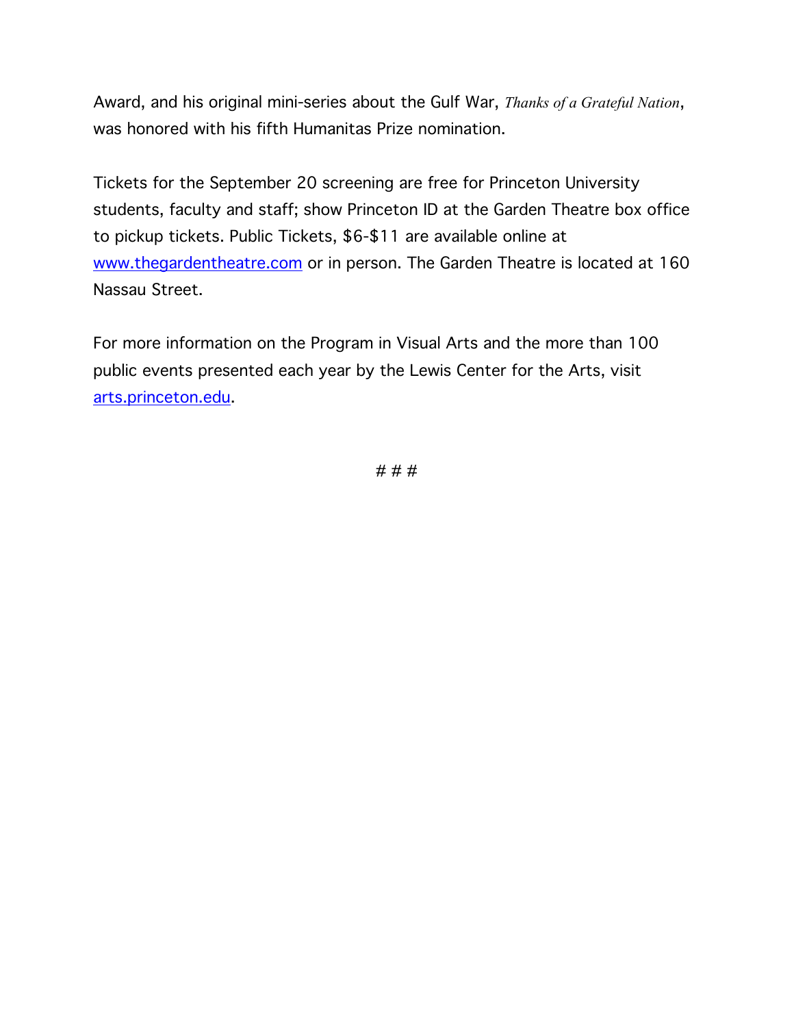Award, and his original mini-series about the Gulf War, *Thanks of a Grateful Nation*, was honored with his fifth Humanitas Prize nomination.

Tickets for the September 20 screening are free for Princeton University students, faculty and staff; show Princeton ID at the Garden Theatre box office to pickup tickets. Public Tickets, $6-$11 are available online at [www.thegardentheatre.com](http://www.thegardentheatre.com) or in person. The Garden Theatre is located at 160 Nassau Street.

For more information on the Program in Visual Arts and the more than 100 public events presented each year by the Lewis Center for the Arts, visit [arts.princeton.edu](http://arts.princeton.edu).

# # #